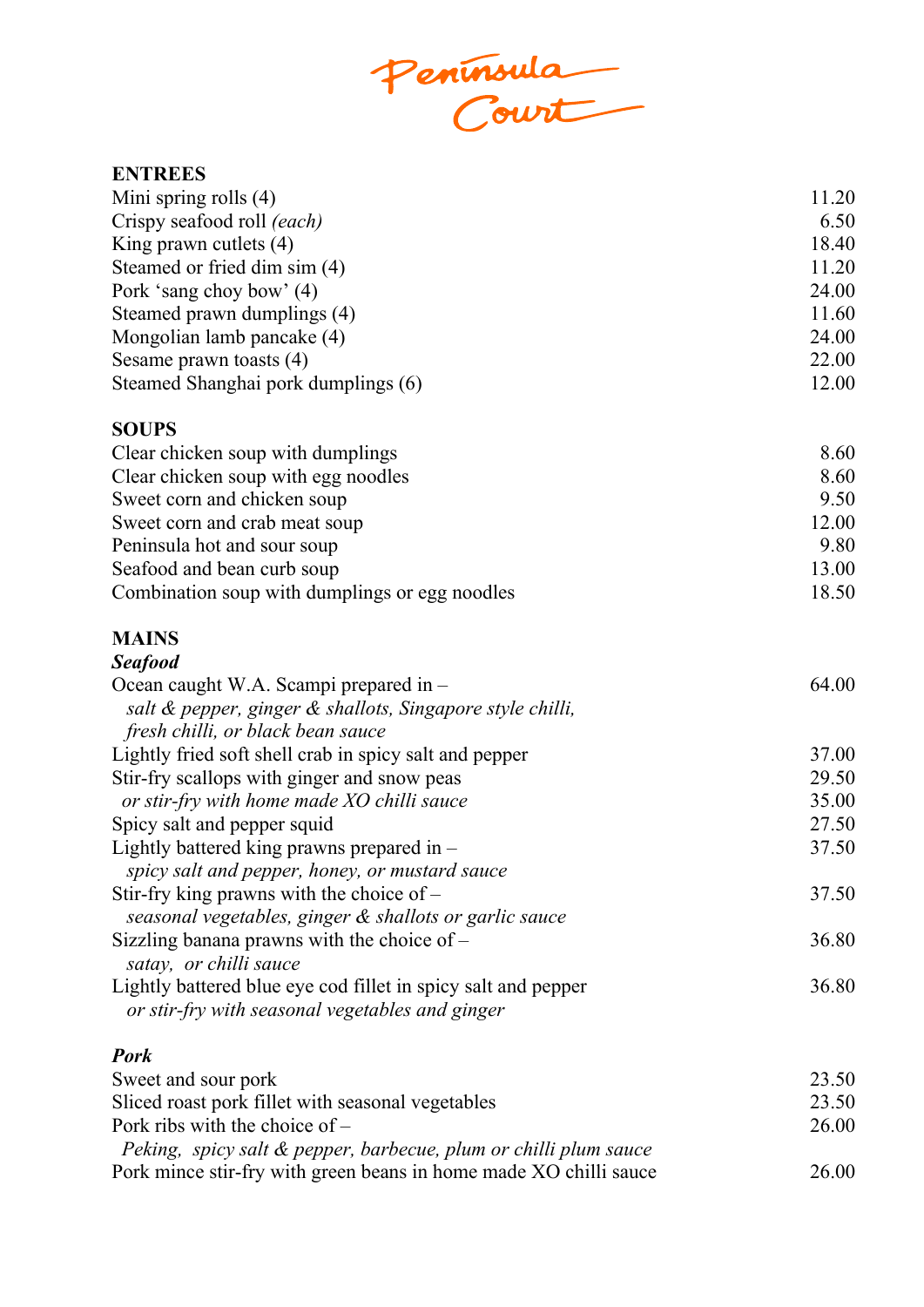# Peninsula Court

## ENTREES

| | |
|---|---|
| Mini spring rolls (4) | 11.20 |
| Crispy seafood roll *(each)* | 6.50 |
| King prawn cutlets (4) | 18.40 |
| Steamed or fried dim sim (4) | 11.20 |
| Pork 'sang choy bow' (4) | 24.00 |
| Steamed prawn dumplings (4) | 11.60 |
| Mongolian lamb pancake (4) | 24.00 |
| Sesame prawn toasts (4) | 22.00 |
| Steamed Shanghai pork dumplings (6) | 12.00 |

## SOUPS

| | |
|---|---|
| Clear chicken soup with dumplings | 8.60 |
| Clear chicken soup with egg noodles | 8.60 |
| Sweet corn and chicken soup | 9.50 |
| Sweet corn and crab meat soup | 12.00 |
| Peninsula hot and sour soup | 9.80 |
| Seafood and bean curb soup | 13.00 |
| Combination soup with dumplings or egg noodles | 18.50 |

## MAINS

### *Seafood*

| | |
|---|---|
| Ocean caught W.A. Scampi prepared in – *salt & pepper, ginger & shallots, Singapore style chilli, fresh chilli, or black bean sauce* | 64.00 |
| Lightly fried soft shell crab in spicy salt and pepper | 37.00 |
| Stir-fry scallops with ginger and snow peas | 29.50 |
| *or stir-fry with home made XO chilli sauce* | 35.00 |
| Spicy salt and pepper squid | 27.50 |
| Lightly battered king prawns prepared in – *spicy salt and pepper, honey, or mustard sauce* | 37.50 |
| Stir-fry king prawns with the choice of – *seasonal vegetables, ginger & shallots or garlic sauce* | 37.50 |
| Sizzling banana prawns with the choice of – *satay, or chilli sauce* | 36.80 |
| Lightly battered blue eye cod fillet in spicy salt and pepper *or stir-fry with seasonal vegetables and ginger* | 36.80 |

### *Pork*

| | |
|---|---|
| Sweet and sour pork | 23.50 |
| Sliced roast pork fillet with seasonal vegetables | 23.50 |
| Pork ribs with the choice of – *Peking, spicy salt & pepper, barbecue, plum or chilli plum sauce* | 26.00 |
| Pork mince stir-fry with green beans in home made XO chilli sauce | 26.00 |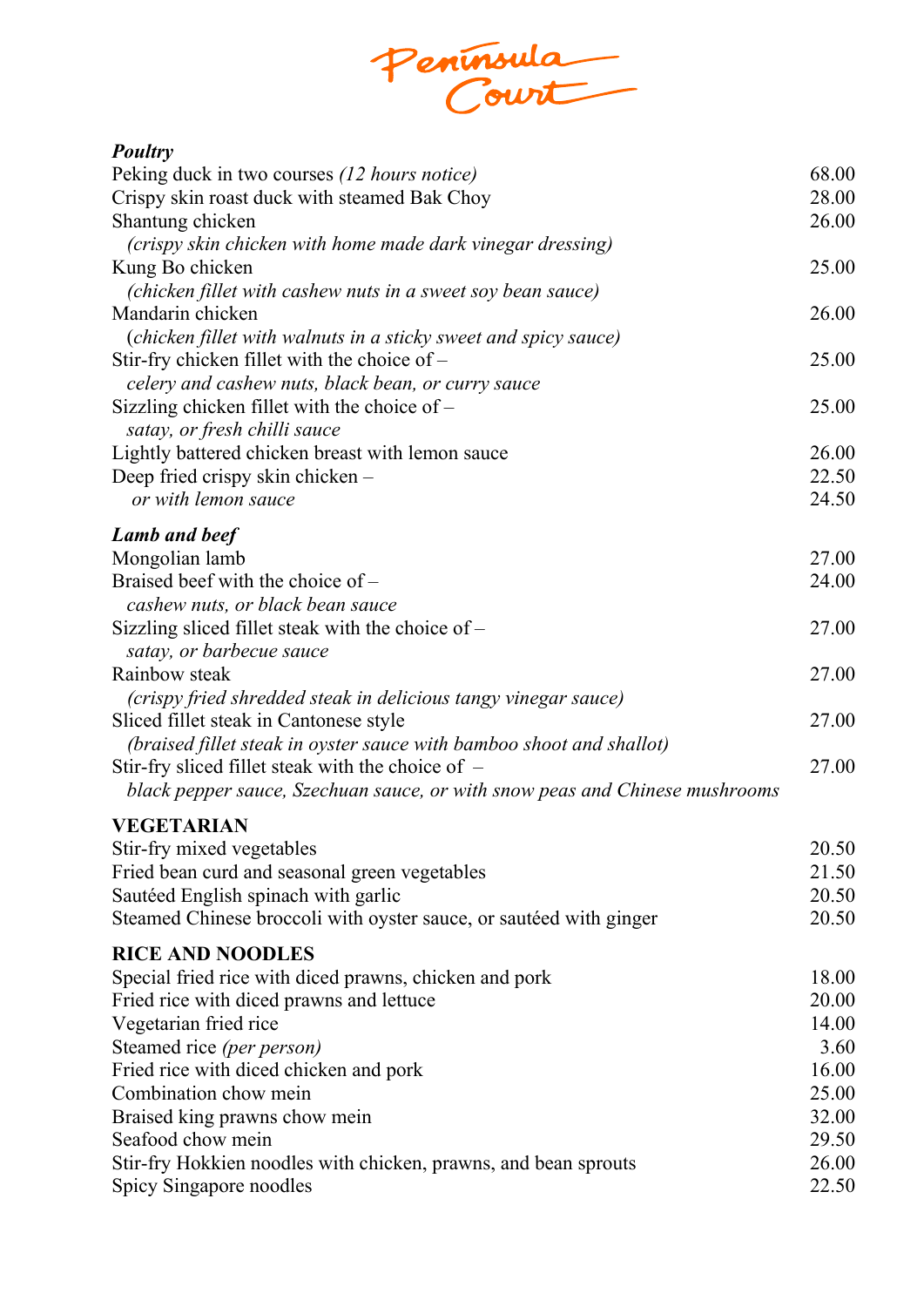Peninsula Court

### *Poultry*

| | |
|---|---|
| Peking duck in two courses *(12 hours notice)* | 68.00 |
| Crispy skin roast duck with steamed Bak Choy | 28.00 |
| Shantung chicken *(crispy skin chicken with home made dark vinegar dressing)* | 26.00 |
| Kung Bo chicken *(chicken fillet with cashew nuts in a sweet soy bean sauce)* | 25.00 |
| Mandarin chicken *(chicken fillet with walnuts in a sticky sweet and spicy sauce)* | 26.00 |
| Stir-fry chicken fillet with the choice of – *celery and cashew nuts, black bean, or curry sauce* | 25.00 |
| Sizzling chicken fillet with the choice of – *satay, or fresh chilli sauce* | 25.00 |
| Lightly battered chicken breast with lemon sauce | 26.00 |
| Deep fried crispy skin chicken – | 22.50 |
| *or with lemon sauce* | 24.50 |

### *Lamb and beef*

| | |
|---|---|
| Mongolian lamb | 27.00 |
| Braised beef with the choice of – *cashew nuts, or black bean sauce* | 24.00 |
| Sizzling sliced fillet steak with the choice of – *satay, or barbecue sauce* | 27.00 |
| Rainbow steak *(crispy fried shredded steak in delicious tangy vinegar sauce)* | 27.00 |
| Sliced fillet steak in Cantonese style *(braised fillet steak in oyster sauce with bamboo shoot and shallot)* | 27.00 |
| Stir-fry sliced fillet steak with the choice of – *black pepper sauce, Szechuan sauce, or with snow peas and Chinese mushrooms* | 27.00 |

### VEGETARIAN

| | |
|---|---|
| Stir-fry mixed vegetables | 20.50 |
| Fried bean curd and seasonal green vegetables | 21.50 |
| Sautéed English spinach with garlic | 20.50 |
| Steamed Chinese broccoli with oyster sauce, or sautéed with ginger | 20.50 |

### RICE AND NOODLES

| | |
|---|---|
| Special fried rice with diced prawns, chicken and pork | 18.00 |
| Fried rice with diced prawns and lettuce | 20.00 |
| Vegetarian fried rice | 14.00 |
| Steamed rice *(per person)* | 3.60 |
| Fried rice with diced chicken and pork | 16.00 |
| Combination chow mein | 25.00 |
| Braised king prawns chow mein | 32.00 |
| Seafood chow mein | 29.50 |
| Stir-fry Hokkien noodles with chicken, prawns, and bean sprouts | 26.00 |
| Spicy Singapore noodles | 22.50 |